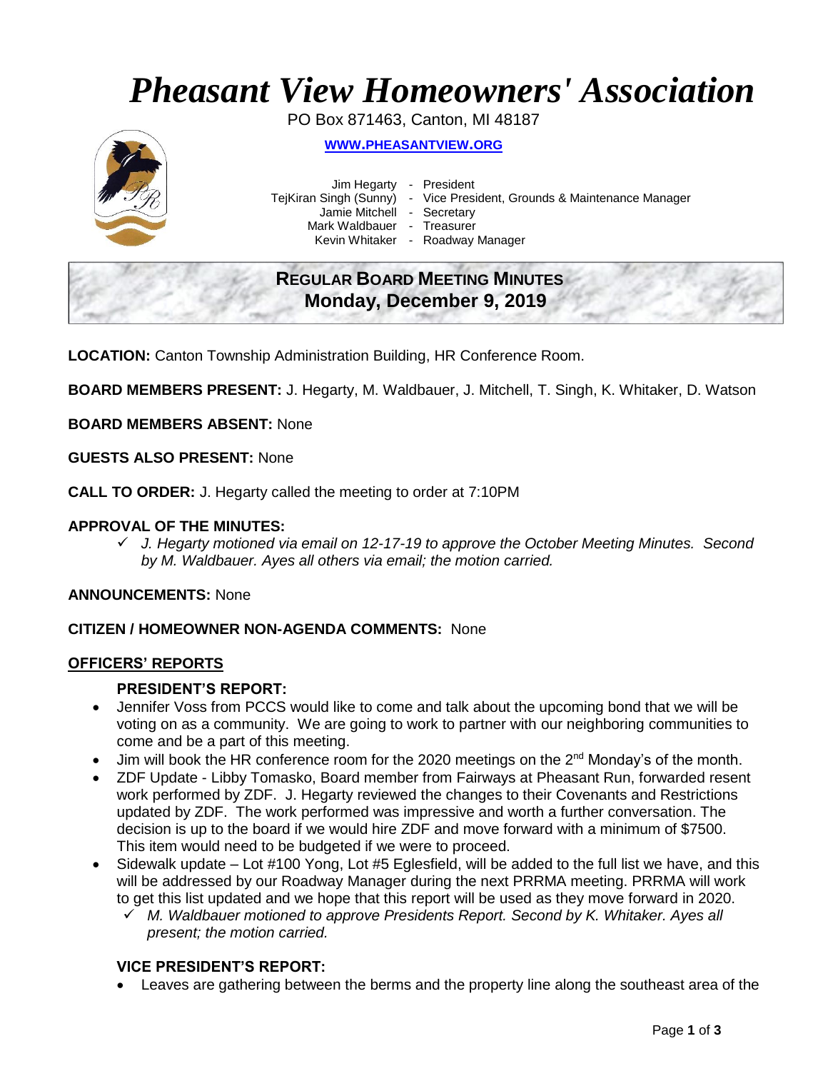# *Pheasant View Homeowners' Association*

PO Box 871463, Canton, MI 48187

**WWW.PHEASANTVIEW.ORG**

Jim Hegarty - President
TejKiran Singh (Sunny) - Vice President, Grounds & Maintenance Manager
Jamie Mitchell - Secretary
Mark Waldbauer - Treasurer
Kevin Whitaker - Roadway Manager

## REGULAR BOARD MEETING MINUTES
## Monday, December 9, 2019

**LOCATION:** Canton Township Administration Building, HR Conference Room.

**BOARD MEMBERS PRESENT:** J. Hegarty, M. Waldbauer, J. Mitchell, T. Singh, K. Whitaker, D. Watson

**BOARD MEMBERS ABSENT:** None

**GUESTS ALSO PRESENT:** None

**CALL TO ORDER:** J. Hegarty called the meeting to order at 7:10PM

**APPROVAL OF THE MINUTES:**

- ✓ *J. Hegarty motioned via email on 12-17-19 to approve the October Meeting Minutes. Second by M. Waldbauer. Ayes all others via email; the motion carried.*

**ANNOUNCEMENTS:** None

**CITIZEN / HOMEOWNER NON-AGENDA COMMENTS:** None

**OFFICERS' REPORTS**

**PRESIDENT'S REPORT:**

- Jennifer Voss from PCCS would like to come and talk about the upcoming bond that we will be voting on as a community. We are going to work to partner with our neighboring communities to come and be a part of this meeting.
- Jim will book the HR conference room for the 2020 meetings on the 2nd Monday's of the month.
- ZDF Update - Libby Tomasko, Board member from Fairways at Pheasant Run, forwarded resent work performed by ZDF. J. Hegarty reviewed the changes to their Covenants and Restrictions updated by ZDF. The work performed was impressive and worth a further conversation. The decision is up to the board if we would hire ZDF and move forward with a minimum of $7500. This item would need to be budgeted if we were to proceed.
- Sidewalk update – Lot #100 Yong, Lot #5 Eglesfield, will be added to the full list we have, and this will be addressed by our Roadway Manager during the next PRRMA meeting. PRRMA will work to get this list updated and we hope that this report will be used as they move forward in 2020.
  - ✓ *M. Waldbauer motioned to approve Presidents Report. Second by K. Whitaker. Ayes all present; the motion carried.*

**VICE PRESIDENT'S REPORT:**

- Leaves are gathering between the berms and the property line along the southeast area of the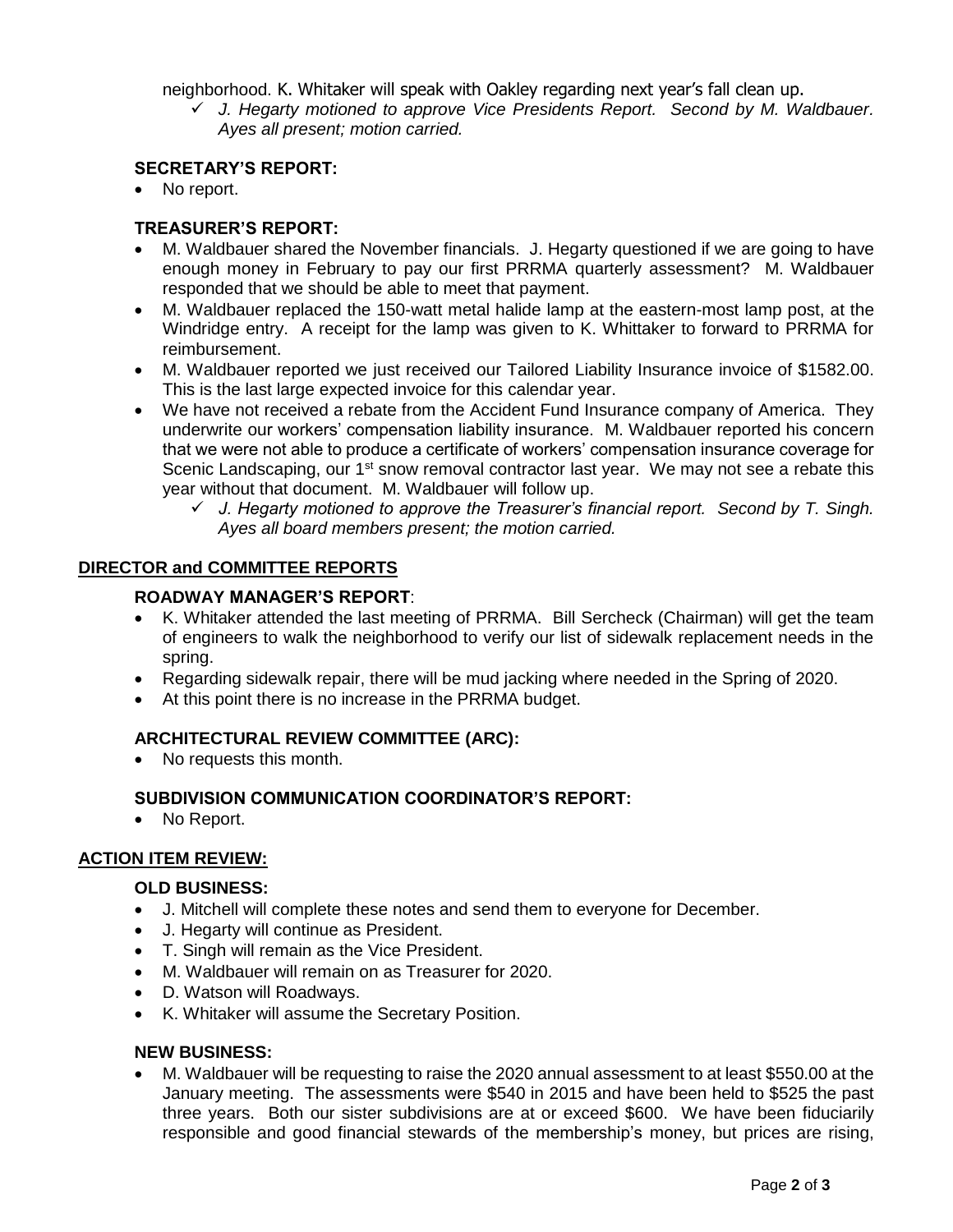neighborhood. K. Whitaker will speak with Oakley regarding next year's fall clean up.

- ✓ *J. Hegarty motioned to approve Vice Presidents Report. Second by M. Waldbauer. Ayes all present; motion carried.*

### SECRETARY'S REPORT:

- No report.

### TREASURER'S REPORT:

- M. Waldbauer shared the November financials. J. Hegarty questioned if we are going to have enough money in February to pay our first PRRMA quarterly assessment? M. Waldbauer responded that we should be able to meet that payment.
- M. Waldbauer replaced the 150-watt metal halide lamp at the eastern-most lamp post, at the Windridge entry. A receipt for the lamp was given to K. Whittaker to forward to PRRMA for reimbursement.
- M. Waldbauer reported we just received our Tailored Liability Insurance invoice of $1582.00. This is the last large expected invoice for this calendar year.
- We have not received a rebate from the Accident Fund Insurance company of America. They underwrite our workers' compensation liability insurance. M. Waldbauer reported his concern that we were not able to produce a certificate of workers' compensation insurance coverage for Scenic Landscaping, our 1st snow removal contractor last year. We may not see a rebate this year without that document. M. Waldbauer will follow up.
  - ✓ *J. Hegarty motioned to approve the Treasurer's financial report. Second by T. Singh. Ayes all board members present; the motion carried.*

## DIRECTOR and COMMITTEE REPORTS

### ROADWAY MANAGER'S REPORT:

- K. Whitaker attended the last meeting of PRRMA. Bill Sercheck (Chairman) will get the team of engineers to walk the neighborhood to verify our list of sidewalk replacement needs in the spring.
- Regarding sidewalk repair, there will be mud jacking where needed in the Spring of 2020.
- At this point there is no increase in the PRRMA budget.

### ARCHITECTURAL REVIEW COMMITTEE (ARC):

- No requests this month.

### SUBDIVISION COMMUNICATION COORDINATOR'S REPORT:

- No Report.

## ACTION ITEM REVIEW:

### OLD BUSINESS:

- J. Mitchell will complete these notes and send them to everyone for December.
- J. Hegarty will continue as President.
- T. Singh will remain as the Vice President.
- M. Waldbauer will remain on as Treasurer for 2020.
- D. Watson will Roadways.
- K. Whitaker will assume the Secretary Position.

### NEW BUSINESS:

- M. Waldbauer will be requesting to raise the 2020 annual assessment to at least $550.00 at the January meeting. The assessments were $540 in 2015 and have been held to $525 the past three years. Both our sister subdivisions are at or exceed $600. We have been fiduciarily responsible and good financial stewards of the membership's money, but prices are rising,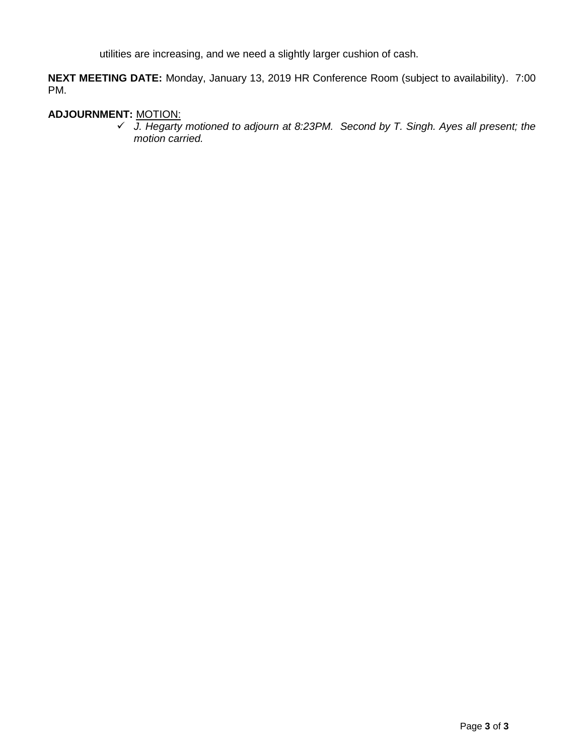utilities are increasing, and we need a slightly larger cushion of cash.

**NEXT MEETING DATE:** Monday, January 13, 2019 HR Conference Room (subject to availability). 7:00 PM.

**ADJOURNMENT:** <u>MOTION:</u>

- ✓ *J. Hegarty motioned to adjourn at 8:23PM. Second by T. Singh. Ayes all present; the motion carried.*